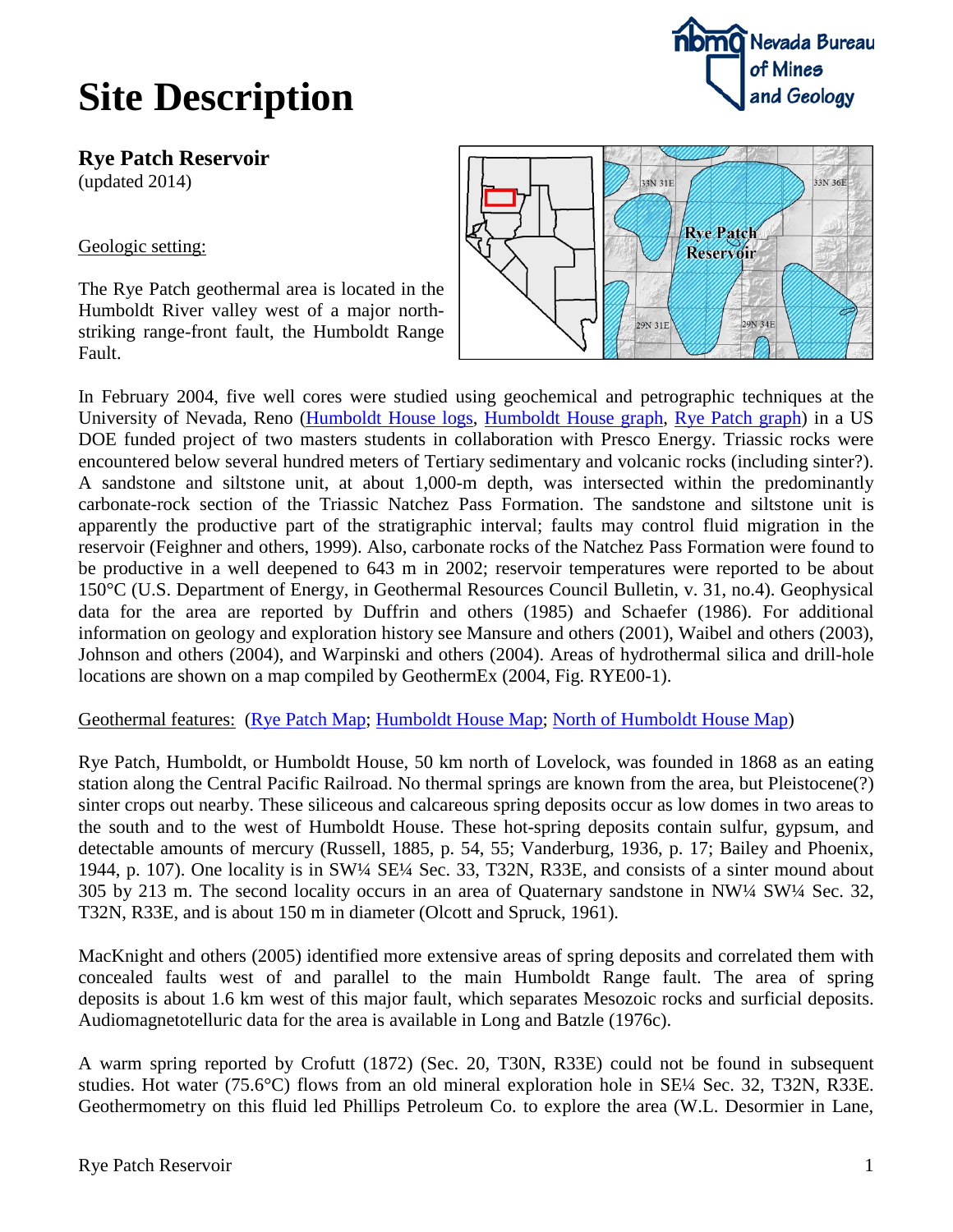# Site Description

## Rye Patch Reservoir

(updated 2014)

Geologic setting:

The Rye Patch geothermal area is located in the Humboldt River valley west of a major north-striking range-front fault, the Humboldt Range Fault.

In February 2004, five well cores were studied using geochemical and petrographic techniques at the University of Nevada, Reno (Humboldt House logs, Humboldt House graph, Rye Patch graph) in a US DOE funded project of two masters students in collaboration with Presco Energy. Triassic rocks were encountered below several hundred meters of Tertiary sedimentary and volcanic rocks (including sinter?). A sandstone and siltstone unit, at about 1,000-m depth, was intersected within the predominantly carbonate-rock section of the Triassic Natchez Pass Formation. The sandstone and siltstone unit is apparently the productive part of the stratigraphic interval; faults may control fluid migration in the reservoir (Feighner and others, 1999). Also, carbonate rocks of the Natchez Pass Formation were found to be productive in a well deepened to 643 m in 2002; reservoir temperatures were reported to be about 150°C (U.S. Department of Energy, in Geothermal Resources Council Bulletin, v. 31, no.4). Geophysical data for the area are reported by Duffrin and others (1985) and Schaefer (1986). For additional information on geology and exploration history see Mansure and others (2001), Waibel and others (2003), Johnson and others (2004), and Warpinski and others (2004). Areas of hydrothermal silica and drill-hole locations are shown on a map compiled by GeothermEx (2004, Fig. RYE00-1).

Geothermal features: (Rye Patch Map; Humboldt House Map; North of Humboldt House Map)

Rye Patch, Humboldt, or Humboldt House, 50 km north of Lovelock, was founded in 1868 as an eating station along the Central Pacific Railroad. No thermal springs are known from the area, but Pleistocene(?) sinter crops out nearby. These siliceous and calcareous spring deposits occur as low domes in two areas to the south and to the west of Humboldt House. These hot-spring deposits contain sulfur, gypsum, and detectable amounts of mercury (Russell, 1885, p. 54, 55; Vanderburg, 1936, p. 17; Bailey and Phoenix, 1944, p. 107). One locality is in SW¼ SE¼ Sec. 33, T32N, R33E, and consists of a sinter mound about 305 by 213 m. The second locality occurs in an area of Quaternary sandstone in NW¼ SW¼ Sec. 32, T32N, R33E, and is about 150 m in diameter (Olcott and Spruck, 1961).

MacKnight and others (2005) identified more extensive areas of spring deposits and correlated them with concealed faults west of and parallel to the main Humboldt Range fault. The area of spring deposits is about 1.6 km west of this major fault, which separates Mesozoic rocks and surficial deposits. Audiomagnetotelluric data for the area is available in Long and Batzle (1976c).

A warm spring reported by Crofutt (1872) (Sec. 20, T30N, R33E) could not be found in subsequent studies. Hot water (75.6°C) flows from an old mineral exploration hole in SE¼ Sec. 32, T32N, R33E. Geothermometry on this fluid led Phillips Petroleum Co. to explore the area (W.L. Desormier in Lane,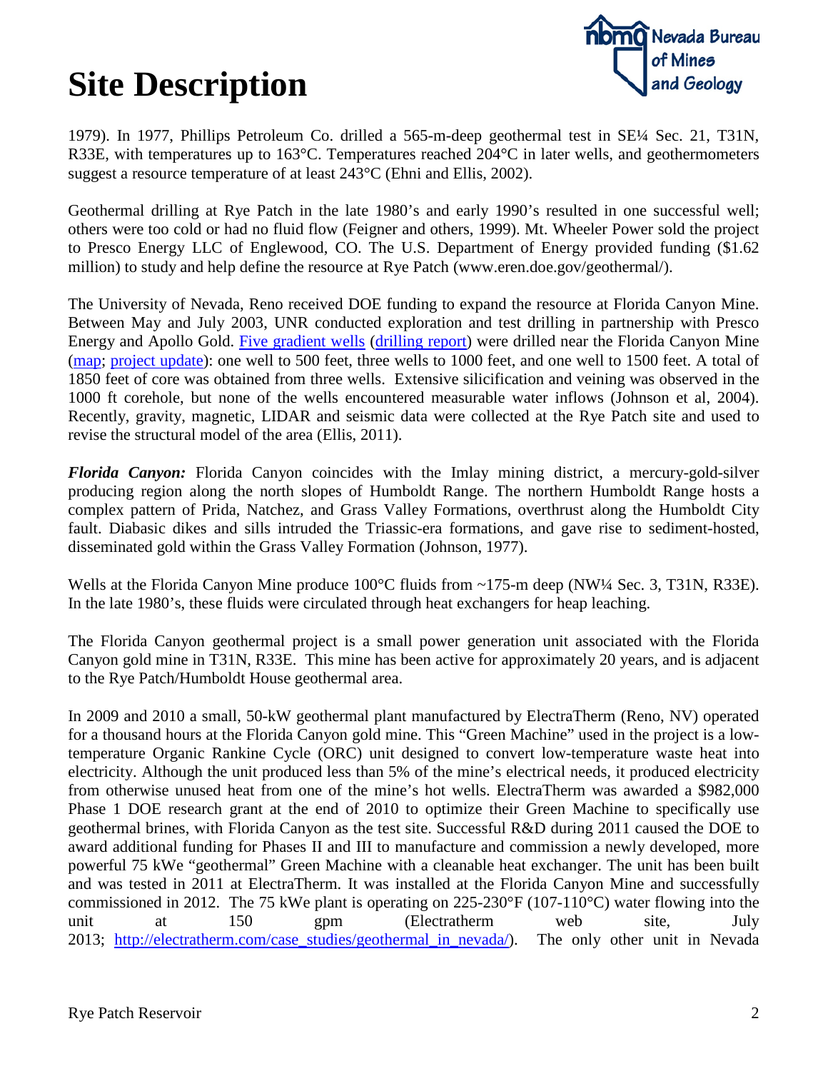# Site Description

1979). In 1977, Phillips Petroleum Co. drilled a 565-m-deep geothermal test in SE¼ Sec. 21, T31N, R33E, with temperatures up to 163°C. Temperatures reached 204°C in later wells, and geothermometers suggest a resource temperature of at least 243°C (Ehni and Ellis, 2002).

Geothermal drilling at Rye Patch in the late 1980's and early 1990's resulted in one successful well; others were too cold or had no fluid flow (Feigner and others, 1999). Mt. Wheeler Power sold the project to Presco Energy LLC of Englewood, CO. The U.S. Department of Energy provided funding ($1.62 million) to study and help define the resource at Rye Patch (www.eren.doe.gov/geothermal/).

The University of Nevada, Reno received DOE funding to expand the resource at Florida Canyon Mine. Between May and July 2003, UNR conducted exploration and test drilling in partnership with Presco Energy and Apollo Gold. Five gradient wells (drilling report) were drilled near the Florida Canyon Mine (map; project update): one well to 500 feet, three wells to 1000 feet, and one well to 1500 feet. A total of 1850 feet of core was obtained from three wells. Extensive silicification and veining was observed in the 1000 ft corehole, but none of the wells encountered measurable water inflows (Johnson et al, 2004). Recently, gravity, magnetic, LIDAR and seismic data were collected at the Rye Patch site and used to revise the structural model of the area (Ellis, 2011).

***Florida Canyon:*** Florida Canyon coincides with the Imlay mining district, a mercury-gold-silver producing region along the north slopes of Humboldt Range. The northern Humboldt Range hosts a complex pattern of Prida, Natchez, and Grass Valley Formations, overthrust along the Humboldt City fault. Diabasic dikes and sills intruded the Triassic-era formations, and gave rise to sediment-hosted, disseminated gold within the Grass Valley Formation (Johnson, 1977).

Wells at the Florida Canyon Mine produce 100°C fluids from ~175-m deep (NW¼ Sec. 3, T31N, R33E). In the late 1980's, these fluids were circulated through heat exchangers for heap leaching.

The Florida Canyon geothermal project is a small power generation unit associated with the Florida Canyon gold mine in T31N, R33E. This mine has been active for approximately 20 years, and is adjacent to the Rye Patch/Humboldt House geothermal area.

In 2009 and 2010 a small, 50-kW geothermal plant manufactured by ElectraTherm (Reno, NV) operated for a thousand hours at the Florida Canyon gold mine. This "Green Machine" used in the project is a low-temperature Organic Rankine Cycle (ORC) unit designed to convert low-temperature waste heat into electricity. Although the unit produced less than 5% of the mine's electrical needs, it produced electricity from otherwise unused heat from one of the mine's hot wells. ElectraTherm was awarded a $982,000 Phase 1 DOE research grant at the end of 2010 to optimize their Green Machine to specifically use geothermal brines, with Florida Canyon as the test site. Successful R&D during 2011 caused the DOE to award additional funding for Phases II and III to manufacture and commission a newly developed, more powerful 75 kWe "geothermal" Green Machine with a cleanable heat exchanger. The unit has been built and was tested in 2011 at ElectraTherm. It was installed at the Florida Canyon Mine and successfully commissioned in 2012. The 75 kWe plant is operating on 225-230°F (107-110°C) water flowing into the unit at 150 gpm (Electratherm web site, July 2013; http://electratherm.com/case_studies/geothermal_in_nevada/). The only other unit in Nevada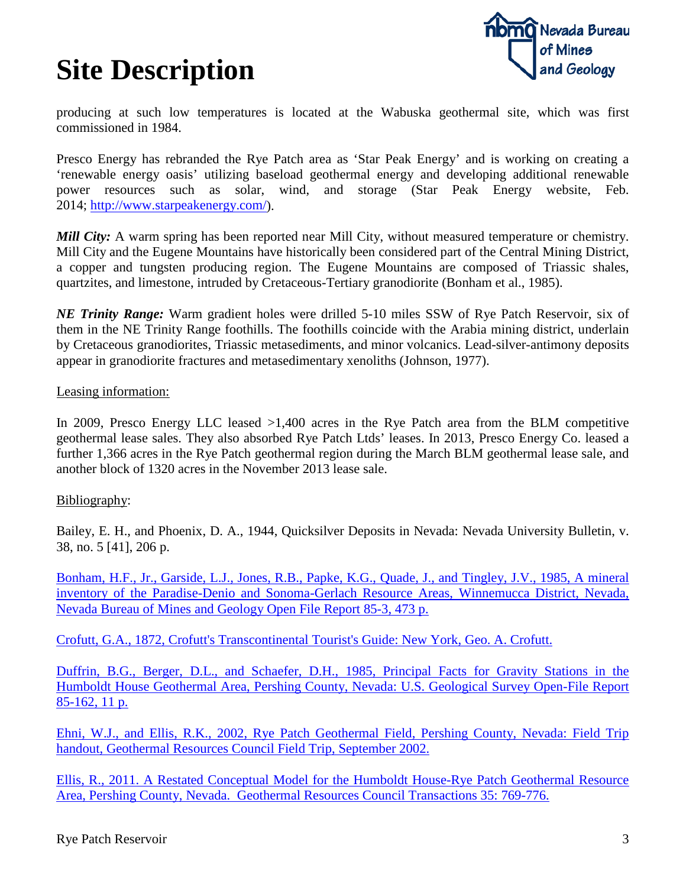producing at such low temperatures is located at the Wabuska geothermal site, which was first commissioned in 1984.

Presco Energy has rebranded the Rye Patch area as 'Star Peak Energy' and is working on creating a 'renewable energy oasis' utilizing baseload geothermal energy and developing additional renewable power resources such as solar, wind, and storage (Star Peak Energy website, Feb. 2014; [http://www.starpeakenergy.com/](http://www.starpeakenergy.com/)).

***Mill City:*** A warm spring has been reported near Mill City, without measured temperature or chemistry. Mill City and the Eugene Mountains have historically been considered part of the Central Mining District, a copper and tungsten producing region. The Eugene Mountains are composed of Triassic shales, quartzites, and limestone, intruded by Cretaceous-Tertiary granodiorite (Bonham et al., 1985).

***NE Trinity Range:*** Warm gradient holes were drilled 5-10 miles SSW of Rye Patch Reservoir, six of them in the NE Trinity Range foothills. The foothills coincide with the Arabia mining district, underlain by Cretaceous granodiorites, Triassic metasediments, and minor volcanics. Lead-silver-antimony deposits appear in granodiorite fractures and metasedimentary xenoliths (Johnson, 1977).

Leasing information:

In 2009, Presco Energy LLC leased >1,400 acres in the Rye Patch area from the BLM competitive geothermal lease sales. They also absorbed Rye Patch Ltds' leases. In 2013, Presco Energy Co. leased a further 1,366 acres in the Rye Patch geothermal region during the March BLM geothermal lease sale, and another block of 1320 acres in the November 2013 lease sale.

Bibliography:

Bailey, E. H., and Phoenix, D. A., 1944, Quicksilver Deposits in Nevada: Nevada University Bulletin, v. 38, no. 5 [41], 206 p.

Bonham, H.F., Jr., Garside, L.J., Jones, R.B., Papke, K.G., Quade, J., and Tingley, J.V., 1985, A mineral inventory of the Paradise-Denio and Sonoma-Gerlach Resource Areas, Winnemucca District, Nevada, Nevada Bureau of Mines and Geology Open File Report 85-3, 473 p.

Crofutt, G.A., 1872, Crofutt's Transcontinental Tourist's Guide: New York, Geo. A. Crofutt.

Duffrin, B.G., Berger, D.L., and Schaefer, D.H., 1985, Principal Facts for Gravity Stations in the Humboldt House Geothermal Area, Pershing County, Nevada: U.S. Geological Survey Open-File Report 85-162, 11 p.

Ehni, W.J., and Ellis, R.K., 2002, Rye Patch Geothermal Field, Pershing County, Nevada: Field Trip handout, Geothermal Resources Council Field Trip, September 2002.

Ellis, R., 2011. A Restated Conceptual Model for the Humboldt House-Rye Patch Geothermal Resource Area, Pershing County, Nevada. Geothermal Resources Council Transactions 35: 769-776.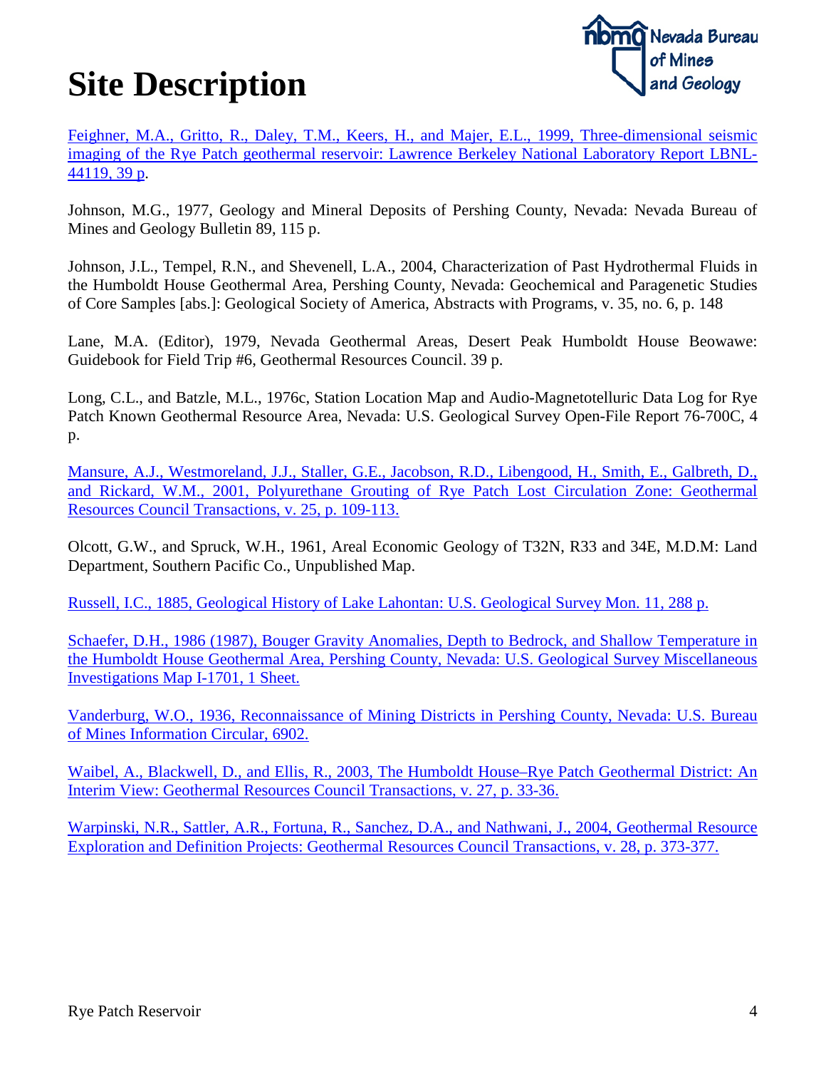# Site Description

Feighner, M.A., Gritto, R., Daley, T.M., Keers, H., and Majer, E.L., 1999, Three-dimensional seismic imaging of the Rye Patch geothermal reservoir: Lawrence Berkeley National Laboratory Report LBNL-44119, 39 p.

Johnson, M.G., 1977, Geology and Mineral Deposits of Pershing County, Nevada: Nevada Bureau of Mines and Geology Bulletin 89, 115 p.

Johnson, J.L., Tempel, R.N., and Shevenell, L.A., 2004, Characterization of Past Hydrothermal Fluids in the Humboldt House Geothermal Area, Pershing County, Nevada: Geochemical and Paragenetic Studies of Core Samples [abs.]: Geological Society of America, Abstracts with Programs, v. 35, no. 6, p. 148

Lane, M.A. (Editor), 1979, Nevada Geothermal Areas, Desert Peak Humboldt House Beowawe: Guidebook for Field Trip #6, Geothermal Resources Council. 39 p.

Long, C.L., and Batzle, M.L., 1976c, Station Location Map and Audio-Magnetotelluric Data Log for Rye Patch Known Geothermal Resource Area, Nevada: U.S. Geological Survey Open-File Report 76-700C, 4 p.

Mansure, A.J., Westmoreland, J.J., Staller, G.E., Jacobson, R.D., Libengood, H., Smith, E., Galbreth, D., and Rickard, W.M., 2001, Polyurethane Grouting of Rye Patch Lost Circulation Zone: Geothermal Resources Council Transactions, v. 25, p. 109-113.

Olcott, G.W., and Spruck, W.H., 1961, Areal Economic Geology of T32N, R33 and 34E, M.D.M: Land Department, Southern Pacific Co., Unpublished Map.

Russell, I.C., 1885, Geological History of Lake Lahontan: U.S. Geological Survey Mon. 11, 288 p.

Schaefer, D.H., 1986 (1987), Bouger Gravity Anomalies, Depth to Bedrock, and Shallow Temperature in the Humboldt House Geothermal Area, Pershing County, Nevada: U.S. Geological Survey Miscellaneous Investigations Map I-1701, 1 Sheet.

Vanderburg, W.O., 1936, Reconnaissance of Mining Districts in Pershing County, Nevada: U.S. Bureau of Mines Information Circular, 6902.

Waibel, A., Blackwell, D., and Ellis, R., 2003, The Humboldt House–Rye Patch Geothermal District: An Interim View: Geothermal Resources Council Transactions, v. 27, p. 33-36.

Warpinski, N.R., Sattler, A.R., Fortuna, R., Sanchez, D.A., and Nathwani, J., 2004, Geothermal Resource Exploration and Definition Projects: Geothermal Resources Council Transactions, v. 28, p. 373-377.